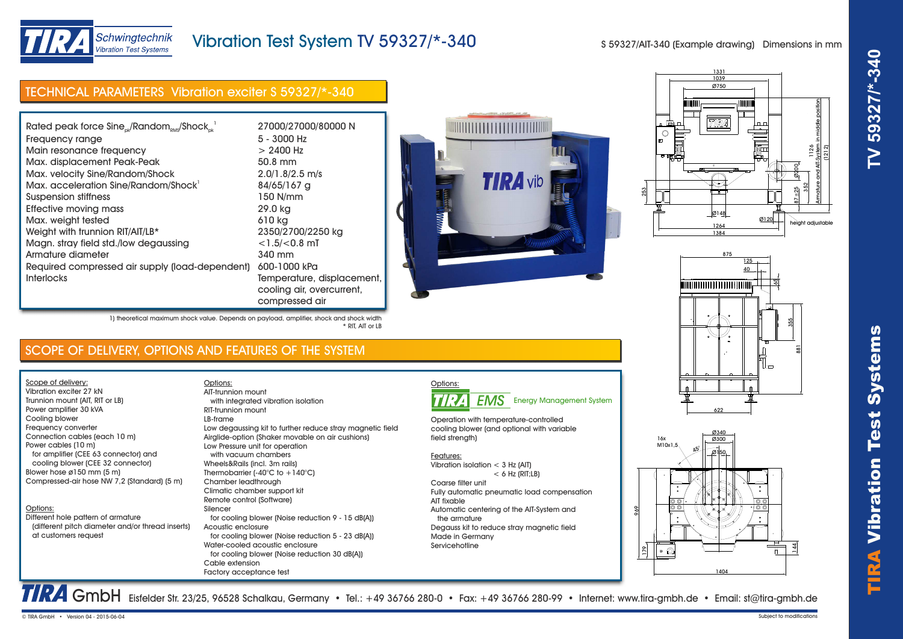# Vibration Test System TV 59327/*-340

S 59327/AIT-340 (Example drawing) Dimensions in mm

## TECHNICAL PARAMETERS Vibration exciter S 59327/*-340

| | |
|---|---|
| Rated peak force Sine$_{pk}$/Random$_{RMS}$/Shock$_{pk}$[1] | 27000/27000/80000 N |
| Frequency range | 5 - 3000 Hz |
| Main resonance frequency | > 2400 Hz |
| Max. displacement Peak-Peak | 50.8 mm |
| Max. velocity Sine/Random/Shock | 2.0/1.8/2.5 m/s |
| Max. acceleration Sine/Random/Shock[1] | 84/65/167 g |
| Suspension stiffness | 150 N/mm |
| Effective moving mass | 29.0 kg |
| Max. weight tested | 610 kg |
| Weight with trunnion RIT/AIT/LB* | 2350/2700/2250 kg |
| Magn. stray field std./low degaussing | <1.5/<0.8 mT |
| Armature diameter | 340 mm |
| Required compressed air supply (load-dependent) | 600-1000 kPa |
| Interlocks | Temperature, displacement, cooling air, overcurrent, compressed air |

1) theoretical maximum shock value. Depends on payload, amplifier, shock and shock width
\* RIT, AIT or LB

## SCOPE OF DELIVERY, OPTIONS AND FEATURES OF THE SYSTEM

Scope of delivery:
- Vibration exciter 27 kN
- Trunnion mount (AIT, RIT or LB)
- Power amplifier 30 kVA
- Cooling blower
- Frequency converter
- Connection cables (each 10 m)
- Power cables (10 m)
  - for amplifier (CEE 63 connector) and cooling blower (CEE 32 connector)
- Blower hose ø150 mm (5 m)
- Compressed-air hose NW 7,2 (Standard) (5 m)

Options:
- Different hole pattern of armature (different pitch diameter and/or thread inserts) at customers request

Options:
- AIT-trunnion mount with integrated vibration isolation
- RIT-trunnion mount
- LB-frame
- Low degaussing kit to further reduce stray magnetic field
- Airglide-option (Shaker movable on air cushions)
- Low Pressure unit for operation with vacuum chambers
- Wheels&Rails (incl. 3m rails)
- Thermobarrier (-40°C to +140°C)
- Chamber leadthrough
- Climatic chamber support kit
- Remote control (Software)
- Silencer
  - for cooling blower (Noise reduction 9 - 15 dB(A))
- Acoustic enclosure
  - for cooling blower (Noise reduction 5 - 23 dB(A))
- Water-cooled acoustic enclosure
  - for cooling blower (Noise reduction 30 dB(A))
- Cable extension
- Factory acceptance test

Options:

TIRA EMS Energy Management System

Operation with temperature-controlled cooling blower (and optional with variable field strength)

Features:
- Vibration isolation < 3 Hz (AIT)
  < 6 Hz (RIT;LB)
- Coarse filter unit
- Fully automatic pneumatic load compensation
- AIT fixable
- Automatic centering of the AIT-System and the armature
- Degauss kit to reduce stray magnetic field
- Made in Germany
- Servicehotline

TIRA GmbH Eisfelder Str. 23/25, 96528 Schalkau, Germany • Tel.: +49 36766 280-0 • Fax: +49 36766 280-99 • Internet: www.tira-gmbh.de • Email: st@tira-gmbh.de

© TIRA GmbH • Version 04 - 2015-06-04 — Subject to modifications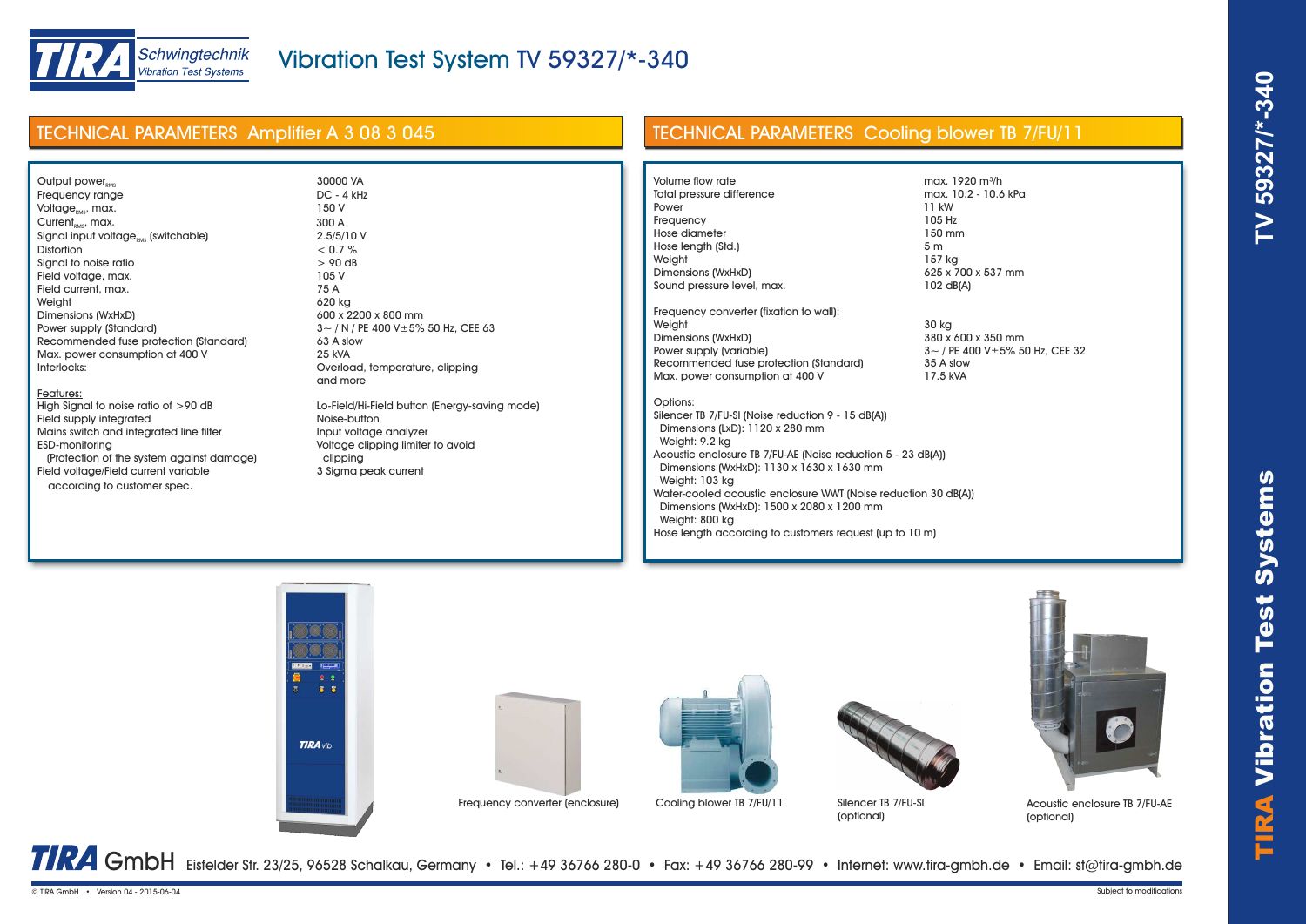# Vibration Test System TV 59327/*-340

## TECHNICAL PARAMETERS Amplifier A 3 08 3 045

| | |
|---|---|
| Output power$_{RMS}$ | 30000 VA |
| Frequency range | DC - 4 kHz |
| Voltage$_{RMS}$, max. | 150 V |
| Current$_{RMS}$, max. | 300 A |
| Signal input voltage$_{RMS}$ (switchable) | 2.5/5/10 V |
| Distortion | < 0.7 % |
| Signal to noise ratio | > 90 dB |
| Field voltage, max. | 105 V |
| Field current, max. | 75 A |
| Weight | 620 kg |
| Dimensions (WxHxD) | 600 x 2200 x 800 mm |
| Power supply (Standard) | 3~ / N / PE 400 V±5% 50 Hz, CEE 63 |
| Recommended fuse protection (Standard) | 63 A slow |
| Max. power consumption at 400 V | 25 kVA |
| Interlocks: | Overload, temperature, clipping and more |

Features:
- High Signal to noise ratio of >90 dB
- Field supply integrated
- Mains switch and integrated line filter
- ESD-monitoring (Protection of the system against damage)
- Field voltage/Field current variable according to customer spec.
- Lo-Field/Hi-Field button (Energy-saving mode)
- Noise-button
- Input voltage analyzer
- Voltage clipping limiter to avoid clipping
- 3 Sigma peak current

## TECHNICAL PARAMETERS Cooling blower TB 7/FU/11

| | |
|---|---|
| Volume flow rate | max. 1920 m³/h |
| Total pressure difference | max. 10.2 - 10.6 kPa |
| Power | 11 kW |
| Frequency | 105 Hz |
| Hose diameter | 150 mm |
| Hose length (Std.) | 5 m |
| Weight | 157 kg |
| Dimensions (WxHxD) | 625 x 700 x 537 mm |
| Sound pressure level, max. | 102 dB(A) |

Frequency converter (fixation to wall):

| | |
|---|---|
| Weight | 30 kg |
| Dimensions (WxHxD) | 380 x 600 x 350 mm |
| Power supply (variable) | 3~ / PE 400 V±5% 50 Hz, CEE 32 |
| Recommended fuse protection (Standard) | 35 A slow |
| Max. power consumption at 400 V | 17.5 kVA |

Options:

Silencer TB 7/FU-SI (Noise reduction 9 - 15 dB(A))
  Dimensions (LxD): 1120 x 280 mm
  Weight: 9.2 kg

Acoustic enclosure TB 7/FU-AE (Noise reduction 5 - 23 dB(A))
  Dimensions (WxHxD): 1130 x 1630 x 1630 mm
  Weight: 103 kg

Water-cooled acoustic enclosure WWT (Noise reduction 30 dB(A))
  Dimensions (WxHxD): 1500 x 2080 x 1200 mm
  Weight: 800 kg

Hose length according to customers request (up to 10 m)

Frequency converter (enclosure)

Cooling blower TB 7/FU/11

Silencer TB 7/FU-SI (optional)

Acoustic enclosure TB 7/FU-AE (optional)

**TIRA GmbH** Eisfelder Str. 23/25, 96528 Schalkau, Germany • Tel.: +49 36766 280-0 • Fax: +49 36766 280-99 • Internet: www.tira-gmbh.de • Email: st@tira-gmbh.de

© TIRA GmbH • Version 04 - 2015-06-04

Subject to modifications